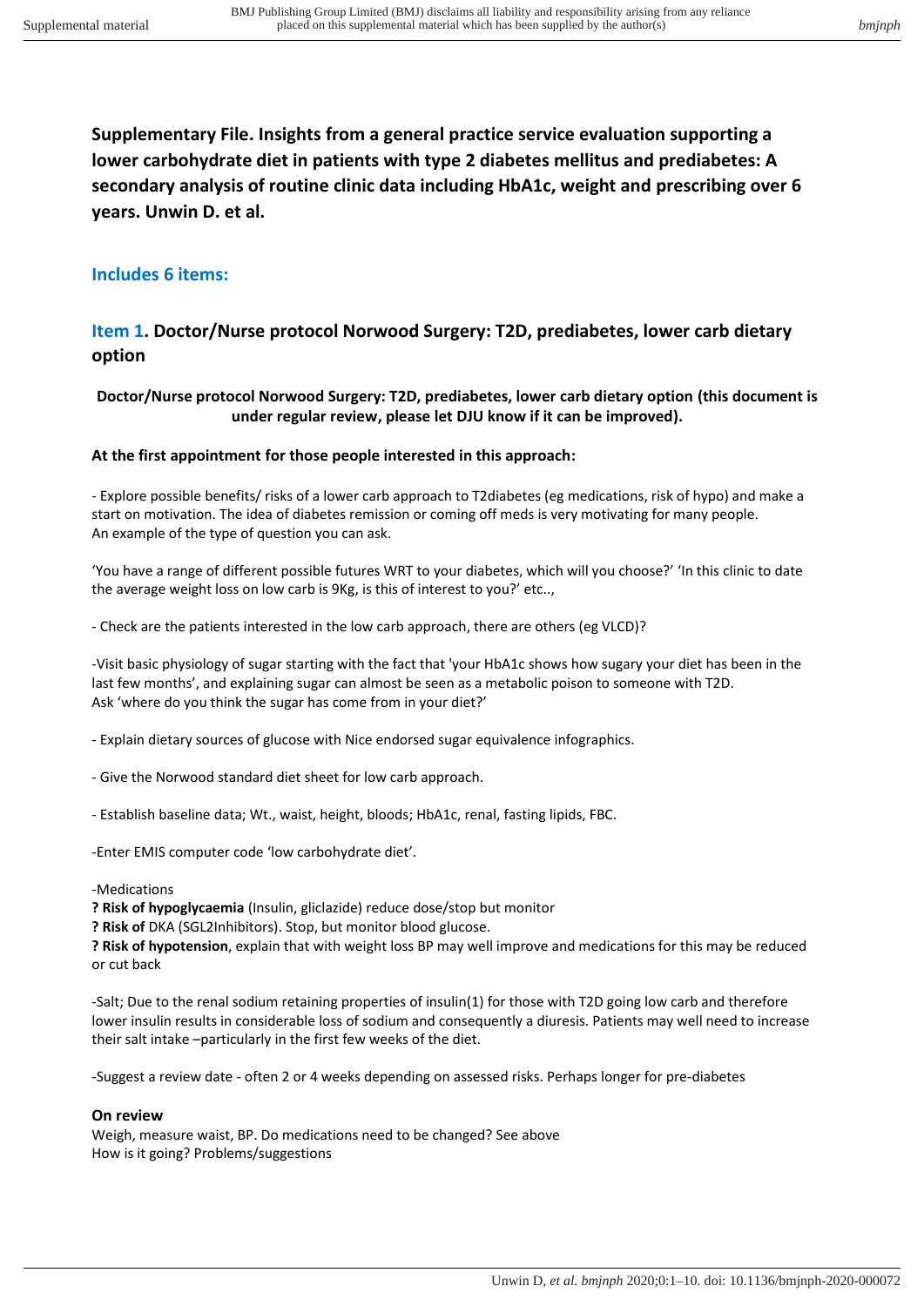**Supplementary File. Insights from a general practice service evaluation supporting a lower carbohydrate diet in patients with type 2 diabetes mellitus and prediabetes: A secondary analysis of routine clinic data including HbA1c, weight and prescribing over 6 years. Unwin D. et al.**

## Includes 6 items:

## Item 1. Doctor/Nurse protocol Norwood Surgery: T2D, prediabetes, lower carb dietary option

**Doctor/Nurse protocol Norwood Surgery: T2D, prediabetes, lower carb dietary option (this document is under regular review, please let DJU know if it can be improved).**

**At the first appointment for those people interested in this approach:**

- Explore possible benefits/ risks of a lower carb approach to T2diabetes (eg medications, risk of hypo) and make a start on motivation. The idea of diabetes remission or coming off meds is very motivating for many people. An example of the type of question you can ask.

'You have a range of different possible futures WRT to your diabetes, which will you choose?' 'In this clinic to date the average weight loss on low carb is 9Kg, is this of interest to you?' etc..,

- Check are the patients interested in the low carb approach, there are others (eg VLCD)?

-Visit basic physiology of sugar starting with the fact that 'your HbA1c shows how sugary your diet has been in the last few months', and explaining sugar can almost be seen as a metabolic poison to someone with T2D. Ask 'where do you think the sugar has come from in your diet?'

- Explain dietary sources of glucose with Nice endorsed sugar equivalence infographics.

- Give the Norwood standard diet sheet for low carb approach.

- Establish baseline data; Wt., waist, height, bloods; HbA1c, renal, fasting lipids, FBC.

-Enter EMIS computer code 'low carbohydrate diet'.

-Medications
**? Risk of hypoglycaemia** (Insulin, gliclazide) reduce dose/stop but monitor
**? Risk of** DKA (SGL2Inhibitors). Stop, but monitor blood glucose.
**? Risk of hypotension**, explain that with weight loss BP may well improve and medications for this may be reduced or cut back

-Salt; Due to the renal sodium retaining properties of insulin(1) for those with T2D going low carb and therefore lower insulin results in considerable loss of sodium and consequently a diuresis. Patients may well need to increase their salt intake –particularly in the first few weeks of the diet.

-Suggest a review date - often 2 or 4 weeks depending on assessed risks. Perhaps longer for pre-diabetes

**On review**
Weigh, measure waist, BP. Do medications need to be changed? See above
How is it going? Problems/suggestions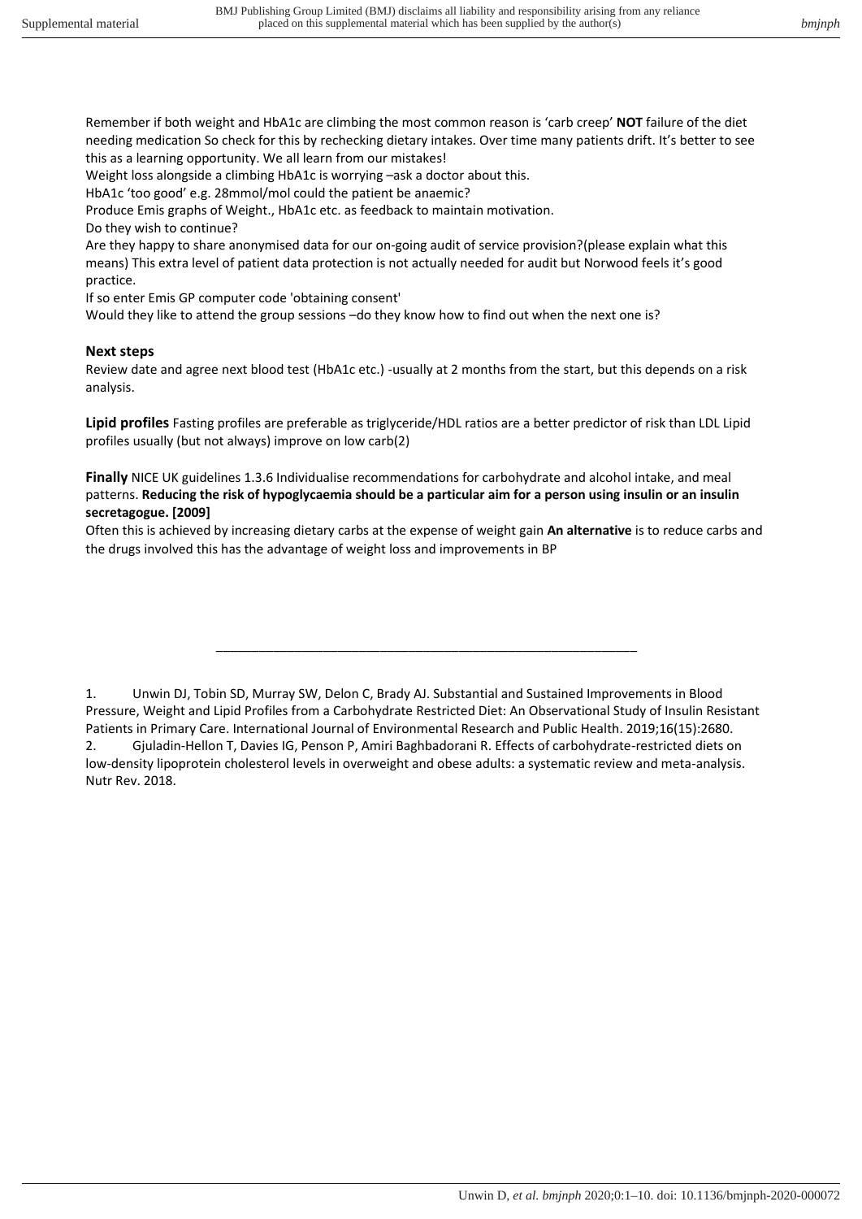Remember if both weight and HbA1c are climbing the most common reason is 'carb creep' **NOT** failure of the diet needing medication So check for this by rechecking dietary intakes. Over time many patients drift. It's better to see this as a learning opportunity. We all learn from our mistakes!

Weight loss alongside a climbing HbA1c is worrying –ask a doctor about this.

HbA1c 'too good' e.g. 28mmol/mol could the patient be anaemic?

Produce Emis graphs of Weight., HbA1c etc. as feedback to maintain motivation.

Do they wish to continue?

Are they happy to share anonymised data for our on-going audit of service provision?(please explain what this means) This extra level of patient data protection is not actually needed for audit but Norwood feels it's good practice.

If so enter Emis GP computer code 'obtaining consent'

Would they like to attend the group sessions –do they know how to find out when the next one is?

### Next steps

Review date and agree next blood test (HbA1c etc.) -usually at 2 months from the start, but this depends on a risk analysis.

**Lipid profiles** Fasting profiles are preferable as triglyceride/HDL ratios are a better predictor of risk than LDL Lipid profiles usually (but not always) improve on low carb(2)

**Finally** NICE UK guidelines 1.3.6 Individualise recommendations for carbohydrate and alcohol intake, and meal patterns. **Reducing the risk of hypoglycaemia should be a particular aim for a person using insulin or an insulin secretagogue. [2009]**

Often this is achieved by increasing dietary carbs at the expense of weight gain **An alternative** is to reduce carbs and the drugs involved this has the advantage of weight loss and improvements in BP

---

1. Unwin DJ, Tobin SD, Murray SW, Delon C, Brady AJ. Substantial and Sustained Improvements in Blood Pressure, Weight and Lipid Profiles from a Carbohydrate Restricted Diet: An Observational Study of Insulin Resistant Patients in Primary Care. International Journal of Environmental Research and Public Health. 2019;16(15):2680.
2. Gjuladin-Hellon T, Davies IG, Penson P, Amiri Baghbadorani R. Effects of carbohydrate-restricted diets on low-density lipoprotein cholesterol levels in overweight and obese adults: a systematic review and meta-analysis. Nutr Rev. 2018.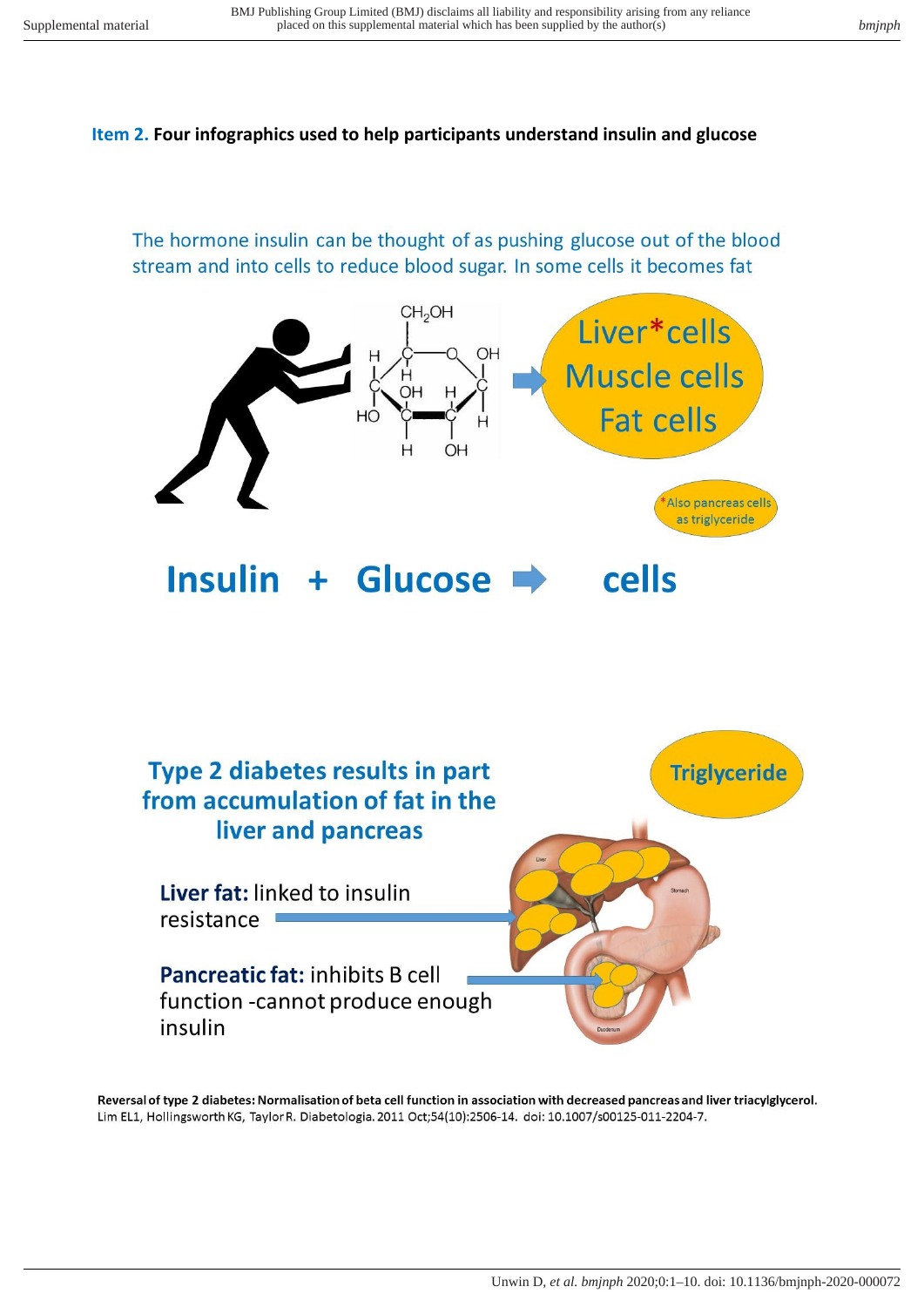**Item 2.** **Four infographics used to help participants understand insulin and glucose**

The hormone insulin can be thought of as pushing glucose out of the blood stream and into cells to reduce blood sugar. In some cells it becomes fat

Liver* cells
Muscle cells
Fat cells

*Also pancreas cells as triglyceride

**Insulin + Glucose → cells**

**Type 2 diabetes results in part from accumulation of fat in the liver and pancreas**

**Triglyceride**

**Liver fat:** linked to insulin resistance

**Pancreatic fat:** inhibits B cell function -cannot produce enough insulin

**Reversal of type 2 diabetes: Normalisation of beta cell function in association with decreased pancreas and liver triacylglycerol.** Lim EL1, Hollingsworth KG, Taylor R. Diabetologia. 2011 Oct;54(10):2506-14. doi: 10.1007/s00125-011-2204-7.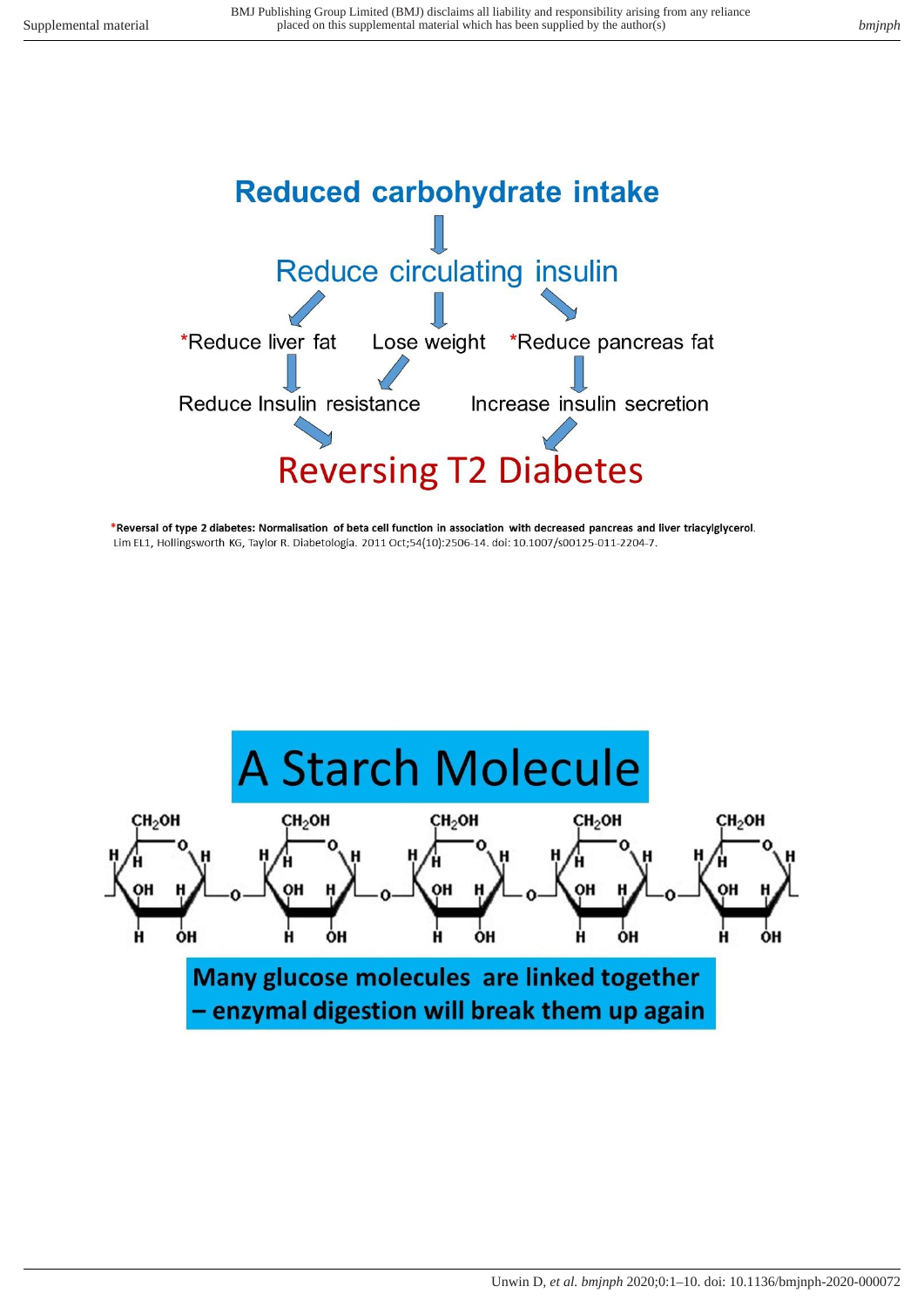# Reduced carbohydrate intake

↓

Reduce circulating insulin

*Reduce liver fat | Lose weight | *Reduce pancreas fat

Reduce Insulin resistance | Increase insulin secretion

**Reversing T2 Diabetes**

***Reversal of type 2 diabetes: Normalisation of beta cell function in association with decreased pancreas and liver triacylglycerol**. Lim EL1, Hollingsworth KG, Taylor R. Diabetologia. 2011 Oct;54(10):2506-14. doi: 10.1007/s00125-011-2204-7.

# A Starch Molecule

**Many glucose molecules are linked together – enzymal digestion will break them up again**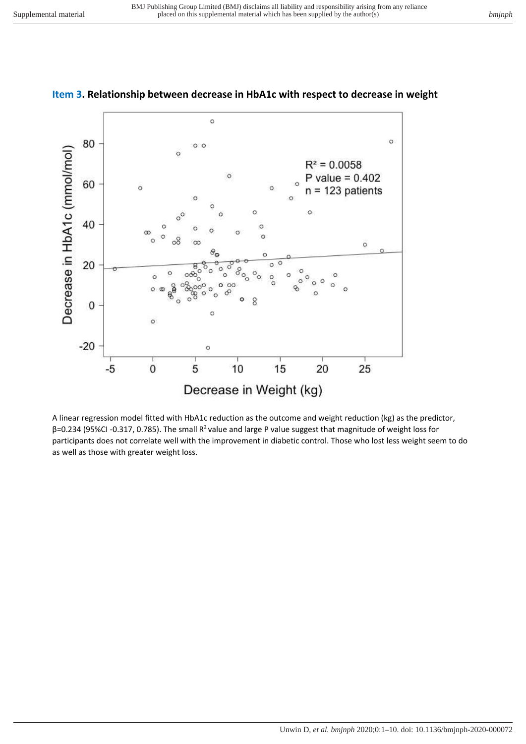## Item 3. Relationship between decrease in HbA1c with respect to decrease in weight

A linear regression model fitted with HbA1c reduction as the outcome and weight reduction (kg) as the predictor, β=0.234 (95%CI -0.317, 0.785). The small $R^2$ value and large P value suggest that magnitude of weight loss for participants does not correlate well with the improvement in diabetic control. Those who lost less weight seem to do as well as those with greater weight loss.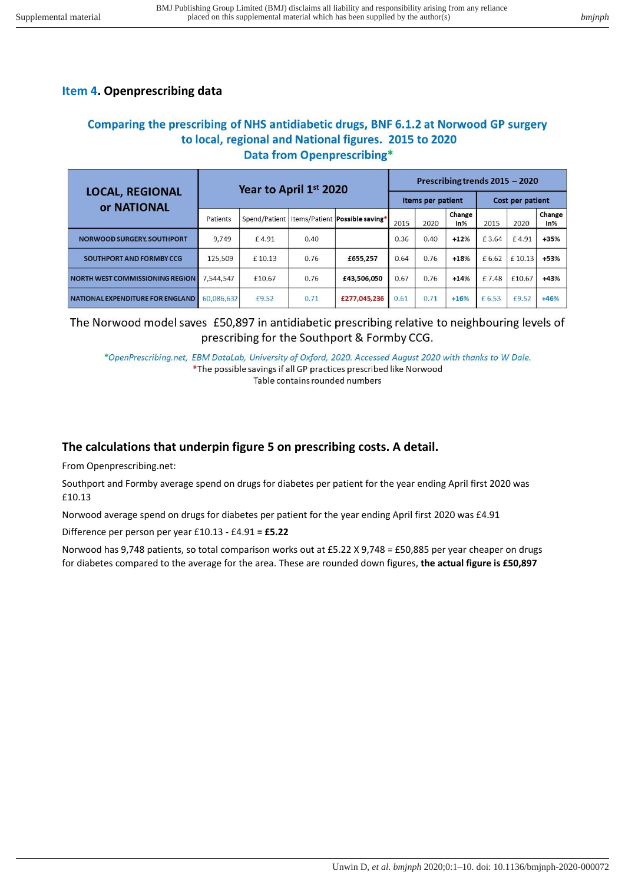## Item 4. Openprescribing data

### Comparing the prescribing of NHS antidiabetic drugs, BNF 6.1.2 at Norwood GP surgery to local, regional and National figures. 2015 to 2020 Data from Openprescribing*

| LOCAL, REGIONAL or NATIONAL | Year to April 1st 2020 | | | | Prescribing trends 2015 – 2020 | | | | | |
|---|---|---|---|---|---|---|---|---|---|---|
| | | | | | Items per patient | | | Cost per patient | | |
| | Patients | Spend/Patient | Items/Patient | Possible saving* | 2015 | 2020 | Change In% | 2015 | 2020 | Change In% |
| NORWOOD SURGERY, SOUTHPORT | 9,749 | £ 4.91 | 0.40 | | 0.36 | 0.40 | +12% | £ 3.64 | £ 4.91 | +35% |
| SOUTHPORT AND FORMBY CCG | 125,509 | £ 10.13 | 0.76 | £655,257 | 0.64 | 0.76 | +18% | £ 6.62 | £ 10.13 | +53% |
| NORTH WEST COMMISSIONING REGION | 7,544,547 | £10.67 | 0.76 | £43,506,050 | 0.67 | 0.76 | +14% | £ 7.48 | £10.67 | +43% |
| NATIONAL EXPENDITURE FOR ENGLAND | 60,086,632 | £9.52 | 0.71 | £277,045,236 | 0.61 | 0.71 | +16% | £ 6.53 | £9.52 | +46% |

The Norwood model saves £50,897 in antidiabetic prescribing relative to neighbouring levels of prescribing for the Southport & Formby CCG.

*OpenPrescribing.net, EBM DataLab, University of Oxford, 2020. Accessed August 2020 with thanks to W Dale.*
*The possible savings if all GP practices prescribed like Norwood
Table contains rounded numbers

### The calculations that underpin figure 5 on prescribing costs. A detail.

From Openprescribing.net:

Southport and Formby average spend on drugs for diabetes per patient for the year ending April first 2020 was £10.13

Norwood average spend on drugs for diabetes per patient for the year ending April first 2020 was £4.91

Difference per person per year £10.13 - £4.91 = **£5.22**

Norwood has 9,748 patients, so total comparison works out at £5.22 X 9,748 = £50,885 per year cheaper on drugs for diabetes compared to the average for the area. These are rounded down figures, **the actual figure is £50,897**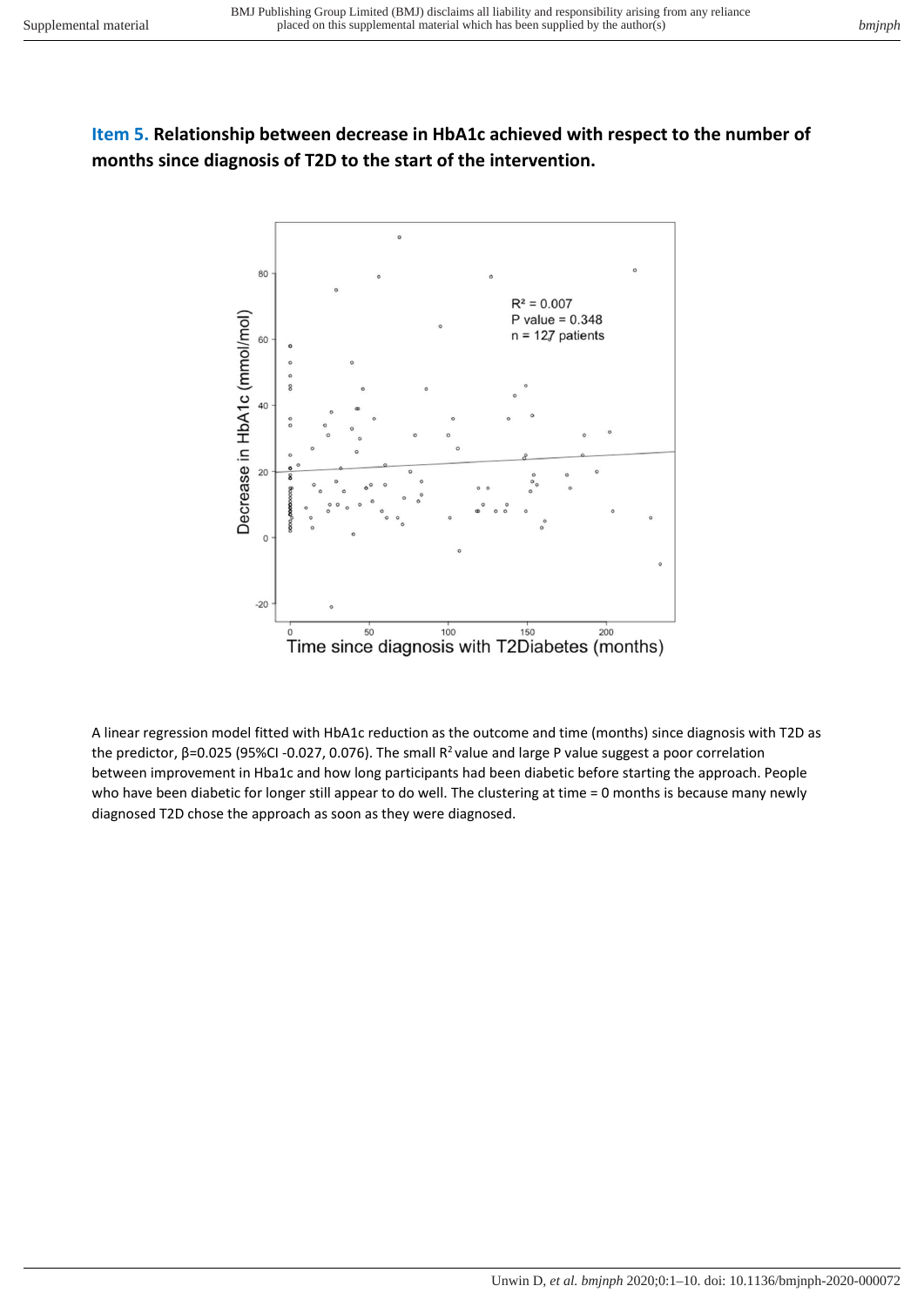**Item 5. Relationship between decrease in HbA1c achieved with respect to the number of months since diagnosis of T2D to the start of the intervention.**

A linear regression model fitted with HbA1c reduction as the outcome and time (months) since diagnosis with T2D as the predictor, β=0.025 (95%CI -0.027, 0.076). The small $R^2$ value and large P value suggest a poor correlation between improvement in Hba1c and how long participants had been diabetic before starting the approach. People who have been diabetic for longer still appear to do well. The clustering at time = 0 months is because many newly diagnosed T2D chose the approach as soon as they were diagnosed.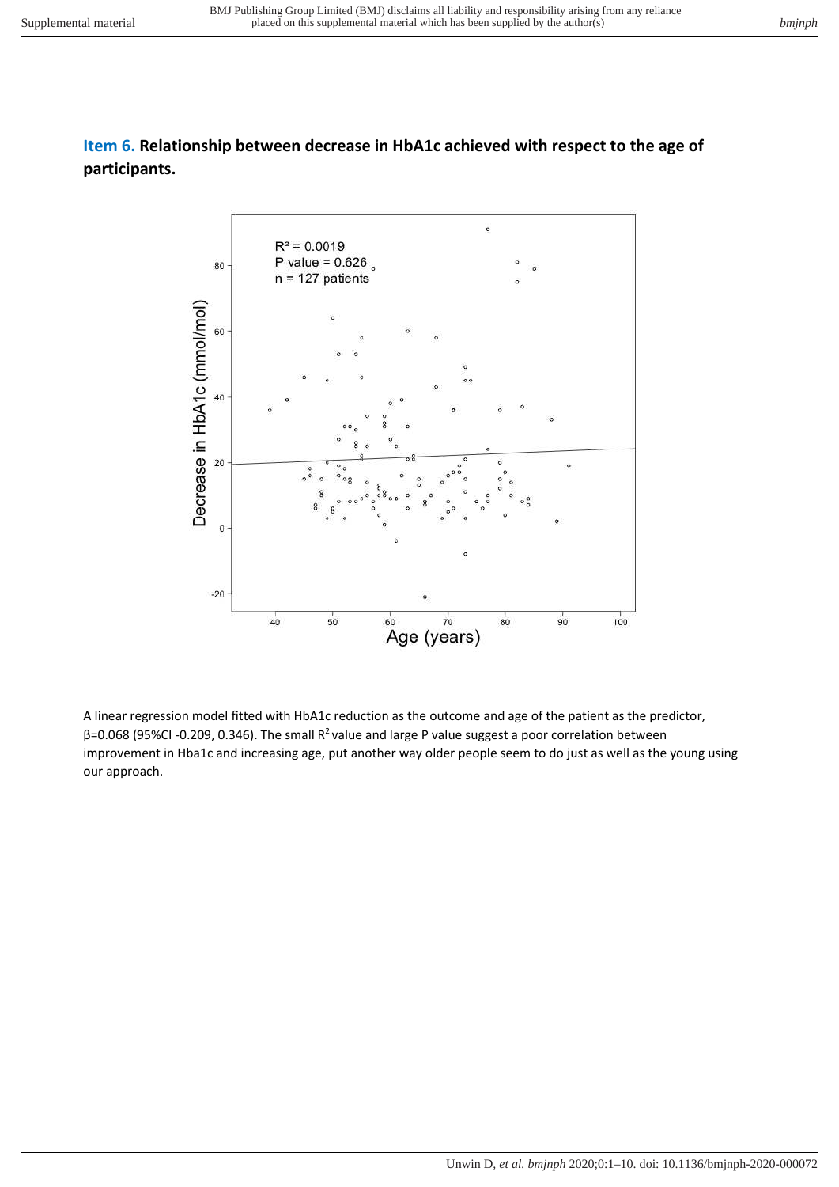**Item 6. Relationship between decrease in HbA1c achieved with respect to the age of participants.**

$R^2 = 0.0019$
P value = 0.626
n = 127 patients

Decrease in HbA1c (mmol/mol)

80
60
40
20
0
-20

40 50 60 70 80 90 100

Age (years)

A linear regression model fitted with HbA1c reduction as the outcome and age of the patient as the predictor, β=0.068 (95%CI -0.209, 0.346). The small $R^2$ value and large P value suggest a poor correlation between improvement in Hba1c and increasing age, put another way older people seem to do just as well as the young using our approach.